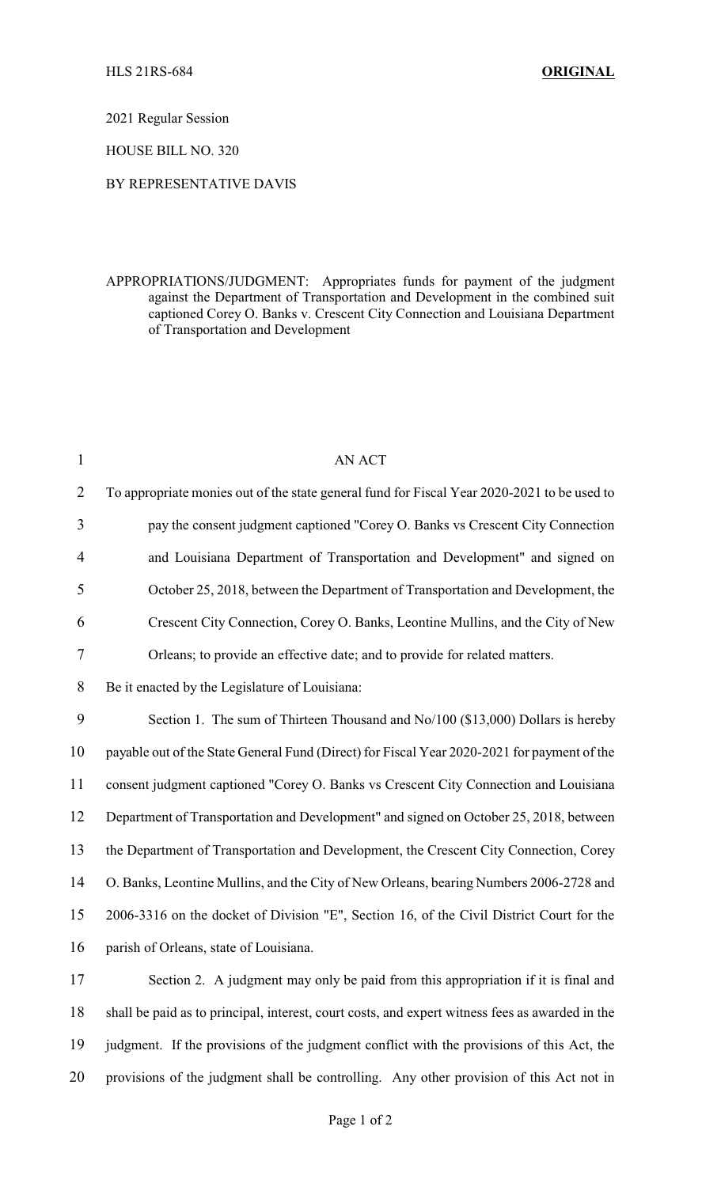HLS 21RS-684 **ORIGINAL**

2021 Regular Session

HOUSE BILL NO. 320

BY REPRESENTATIVE DAVIS

APPROPRIATIONS/JUDGMENT: Appropriates funds for payment of the judgment against the Department of Transportation and Development in the combined suit captioned Corey O. Banks v. Crescent City Connection and Louisiana Department of Transportation and Development

AN ACT

To appropriate monies out of the state general fund for Fiscal Year 2020-2021 to be used to pay the consent judgment captioned "Corey O. Banks vs Crescent City Connection and Louisiana Department of Transportation and Development" and signed on October 25, 2018, between the Department of Transportation and Development, the Crescent City Connection, Corey O. Banks, Leontine Mullins, and the City of New Orleans; to provide an effective date; and to provide for related matters.

Be it enacted by the Legislature of Louisiana:

Section 1. The sum of Thirteen Thousand and No/100 ($13,000) Dollars is hereby payable out of the State General Fund (Direct) for Fiscal Year 2020-2021 for payment of the consent judgment captioned "Corey O. Banks vs Crescent City Connection and Louisiana Department of Transportation and Development" and signed on October 25, 2018, between the Department of Transportation and Development, the Crescent City Connection, Corey O. Banks, Leontine Mullins, and the City of New Orleans, bearing Numbers 2006-2728 and 2006-3316 on the docket of Division "E", Section 16, of the Civil District Court for the parish of Orleans, state of Louisiana.

Section 2. A judgment may only be paid from this appropriation if it is final and shall be paid as to principal, interest, court costs, and expert witness fees as awarded in the judgment. If the provisions of the judgment conflict with the provisions of this Act, the provisions of the judgment shall be controlling. Any other provision of this Act not in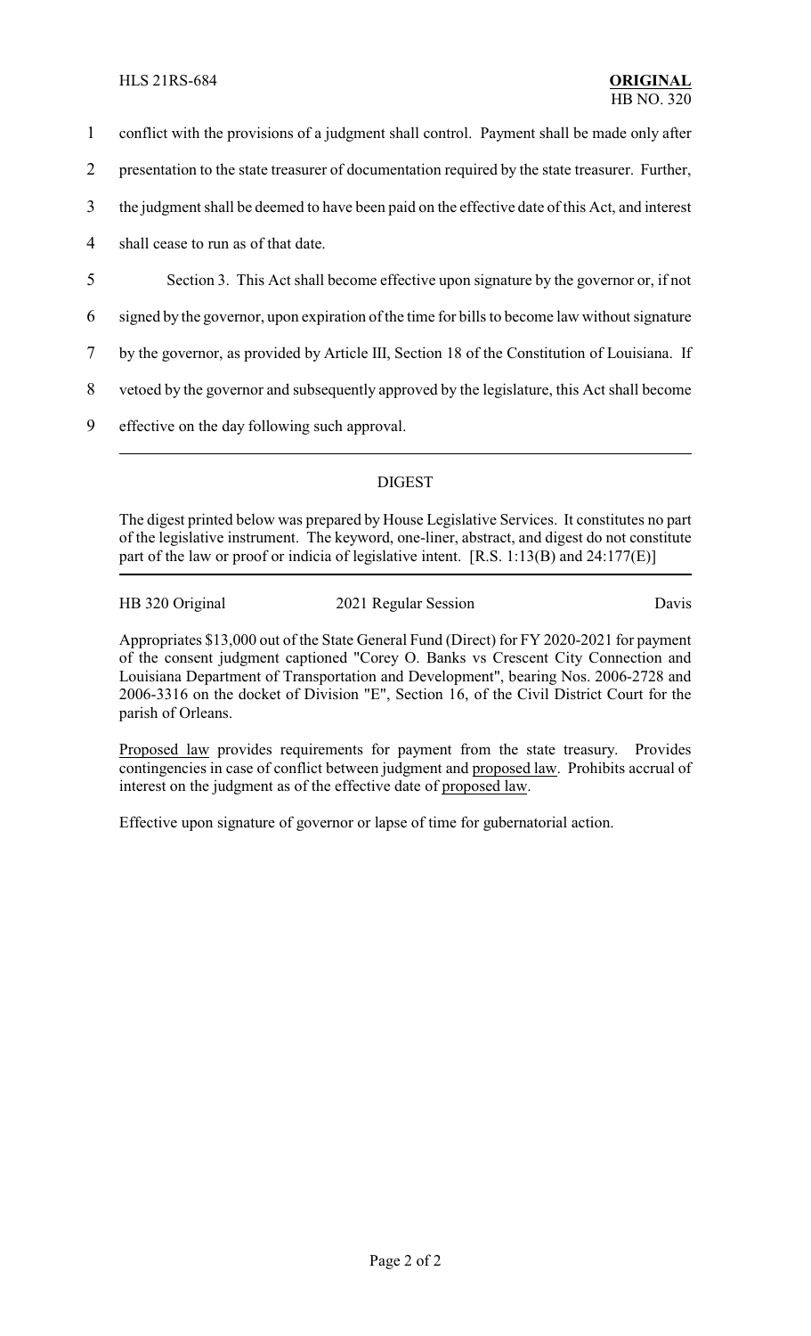conflict with the provisions of a judgment shall control. Payment shall be made only after presentation to the state treasurer of documentation required by the state treasurer. Further, the judgment shall be deemed to have been paid on the effective date of this Act, and interest shall cease to run as of that date.

Section 3. This Act shall become effective upon signature by the governor or, if not signed by the governor, upon expiration of the time for bills to become law without signature by the governor, as provided by Article III, Section 18 of the Constitution of Louisiana. If vetoed by the governor and subsequently approved by the legislature, this Act shall become effective on the day following such approval.

## DIGEST

The digest printed below was prepared by House Legislative Services. It constitutes no part of the legislative instrument. The keyword, one-liner, abstract, and digest do not constitute part of the law or proof or indicia of legislative intent. [R.S. 1:13(B) and 24:177(E)]

HB 320 Original | 2021 Regular Session | Davis

Appropriates $13,000 out of the State General Fund (Direct) for FY 2020-2021 for payment of the consent judgment captioned "Corey O. Banks vs Crescent City Connection and Louisiana Department of Transportation and Development", bearing Nos. 2006-2728 and 2006-3316 on the docket of Division "E", Section 16, of the Civil District Court for the parish of Orleans.

Proposed law provides requirements for payment from the state treasury. Provides contingencies in case of conflict between judgment and proposed law. Prohibits accrual of interest on the judgment as of the effective date of proposed law.

Effective upon signature of governor or lapse of time for gubernatorial action.